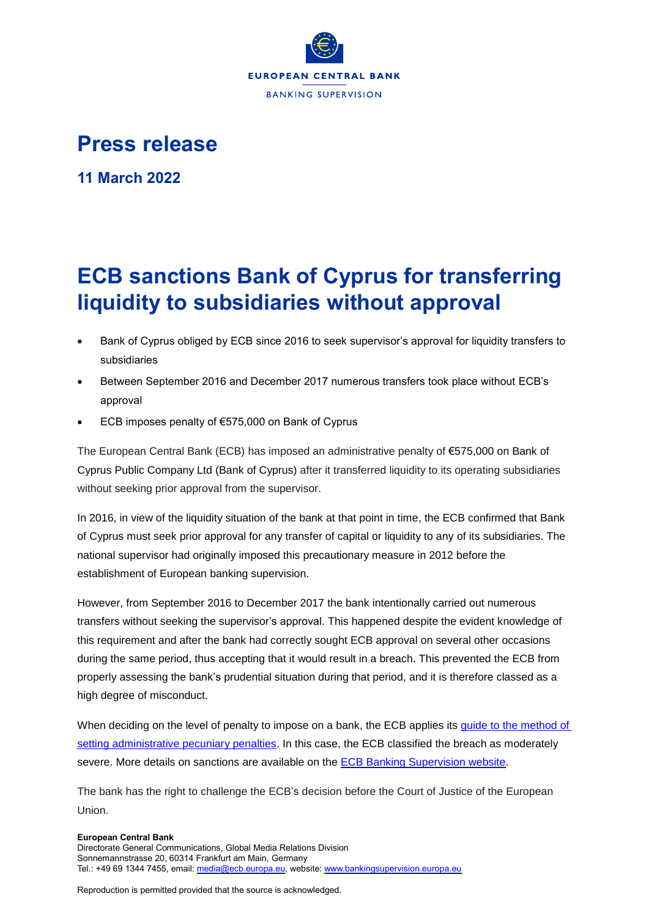EUROPEAN CENTRAL BANK

BANKING SUPERVISION

# Press release

**11 March 2022**

# ECB sanctions Bank of Cyprus for transferring liquidity to subsidiaries without approval

- Bank of Cyprus obliged by ECB since 2016 to seek supervisor's approval for liquidity transfers to subsidiaries
- Between September 2016 and December 2017 numerous transfers took place without ECB's approval
- ECB imposes penalty of €575,000 on Bank of Cyprus

The European Central Bank (ECB) has imposed an administrative penalty of €575,000 on Bank of Cyprus Public Company Ltd (Bank of Cyprus) after it transferred liquidity to its operating subsidiaries without seeking prior approval from the supervisor.

In 2016, in view of the liquidity situation of the bank at that point in time, the ECB confirmed that Bank of Cyprus must seek prior approval for any transfer of capital or liquidity to any of its subsidiaries. The national supervisor had originally imposed this precautionary measure in 2012 before the establishment of European banking supervision.

However, from September 2016 to December 2017 the bank intentionally carried out numerous transfers without seeking the supervisor's approval. This happened despite the evident knowledge of this requirement and after the bank had correctly sought ECB approval on several other occasions during the same period, thus accepting that it would result in a breach. This prevented the ECB from properly assessing the bank's prudential situation during that period, and it is therefore classed as a high degree of misconduct.

When deciding on the level of penalty to impose on a bank, the ECB applies its guide to the method of setting administrative pecuniary penalties. In this case, the ECB classified the breach as moderately severe. More details on sanctions are available on the ECB Banking Supervision website.

The bank has the right to challenge the ECB's decision before the Court of Justice of the European Union.

**European Central Bank**
Directorate General Communications, Global Media Relations Division
Sonnemannstrasse 20, 60314 Frankfurt am Main, Germany
Tel.: +49 69 1344 7455, email: media@ecb.europa.eu, website: www.bankingsupervision.europa.eu

Reproduction is permitted provided that the source is acknowledged.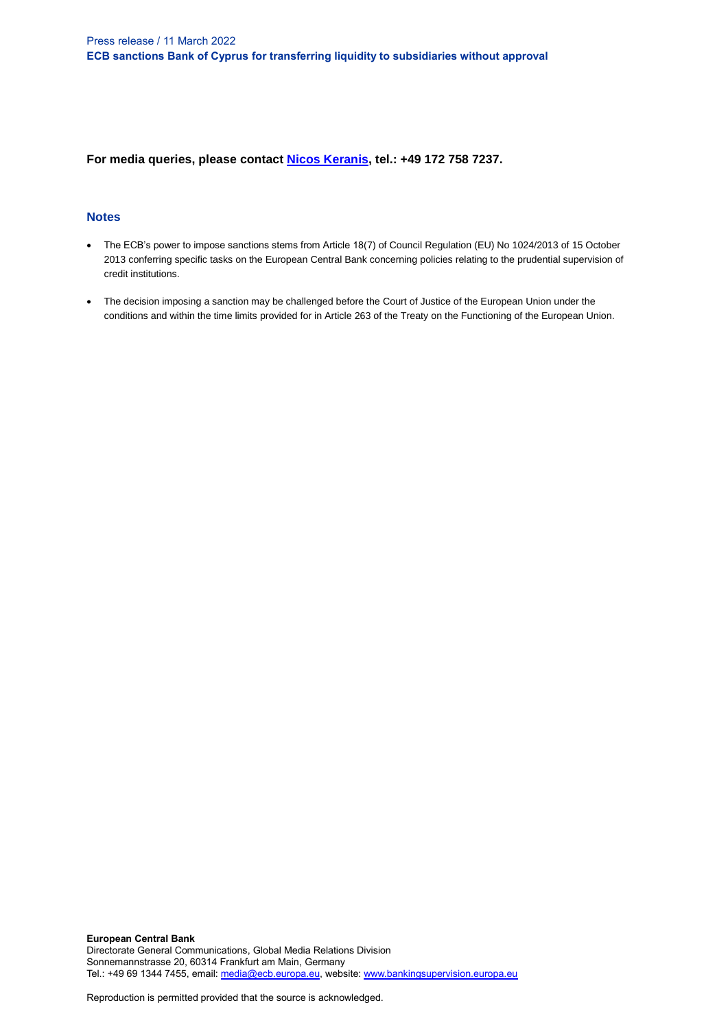**For media queries, please contact [Nicos Keranis](), tel.: +49 172 758 7237.**

## Notes

- The ECB's power to impose sanctions stems from Article 18(7) of Council Regulation (EU) No 1024/2013 of 15 October 2013 conferring specific tasks on the European Central Bank concerning policies relating to the prudential supervision of credit institutions.
- The decision imposing a sanction may be challenged before the Court of Justice of the European Union under the conditions and within the time limits provided for in Article 263 of the Treaty on the Functioning of the European Union.

**European Central Bank**
Directorate General Communications, Global Media Relations Division
Sonnemannstrasse 20, 60314 Frankfurt am Main, Germany
Tel.: +49 69 1344 7455, email: media@ecb.europa.eu, website: www.bankingsupervision.europa.eu

Reproduction is permitted provided that the source is acknowledged.